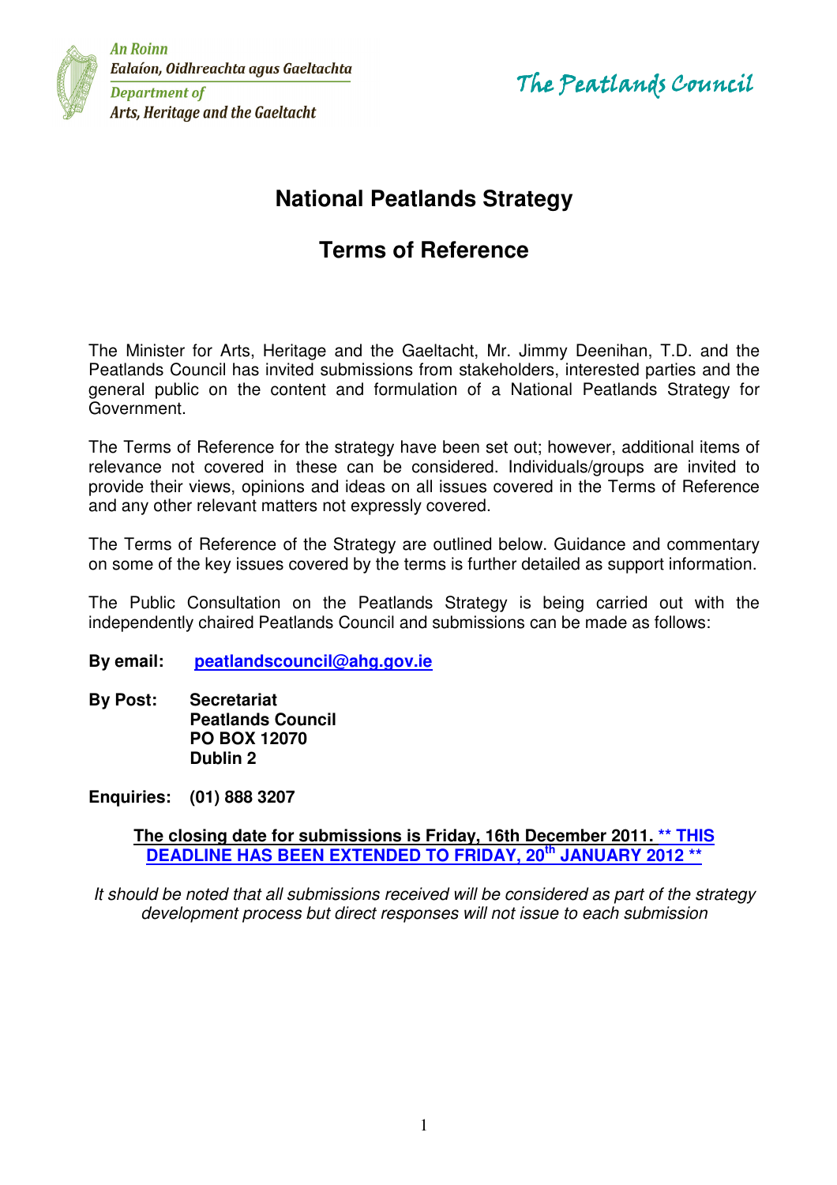An Roinn
Ealaíon, Oidhreachta agus Gaeltachta
Department of
Arts, Heritage and the Gaeltacht

The Peatlands Council

# National Peatlands Strategy

## Terms of Reference

The Minister for Arts, Heritage and the Gaeltacht, Mr. Jimmy Deenihan, T.D. and the Peatlands Council has invited submissions from stakeholders, interested parties and the general public on the content and formulation of a National Peatlands Strategy for Government.

The Terms of Reference for the strategy have been set out; however, additional items of relevance not covered in these can be considered. Individuals/groups are invited to provide their views, opinions and ideas on all issues covered in the Terms of Reference and any other relevant matters not expressly covered.

The Terms of Reference of the Strategy are outlined below. Guidance and commentary on some of the key issues covered by the terms is further detailed as support information.

The Public Consultation on the Peatlands Strategy is being carried out with the independently chaired Peatlands Council and submissions can be made as follows:

**By email:** **peatlandscouncil@ahg.gov.ie**

**By Post:** **Secretariat**
**Peatlands Council**
**PO BOX 12070**
**Dublin 2**

**Enquiries: (01) 888 3207**

**The closing date for submissions is Friday, 16th December 2011. \*\* THIS DEADLINE HAS BEEN EXTENDED TO FRIDAY, 20th JANUARY 2012 \*\***

*It should be noted that all submissions received will be considered as part of the strategy development process but direct responses will not issue to each submission*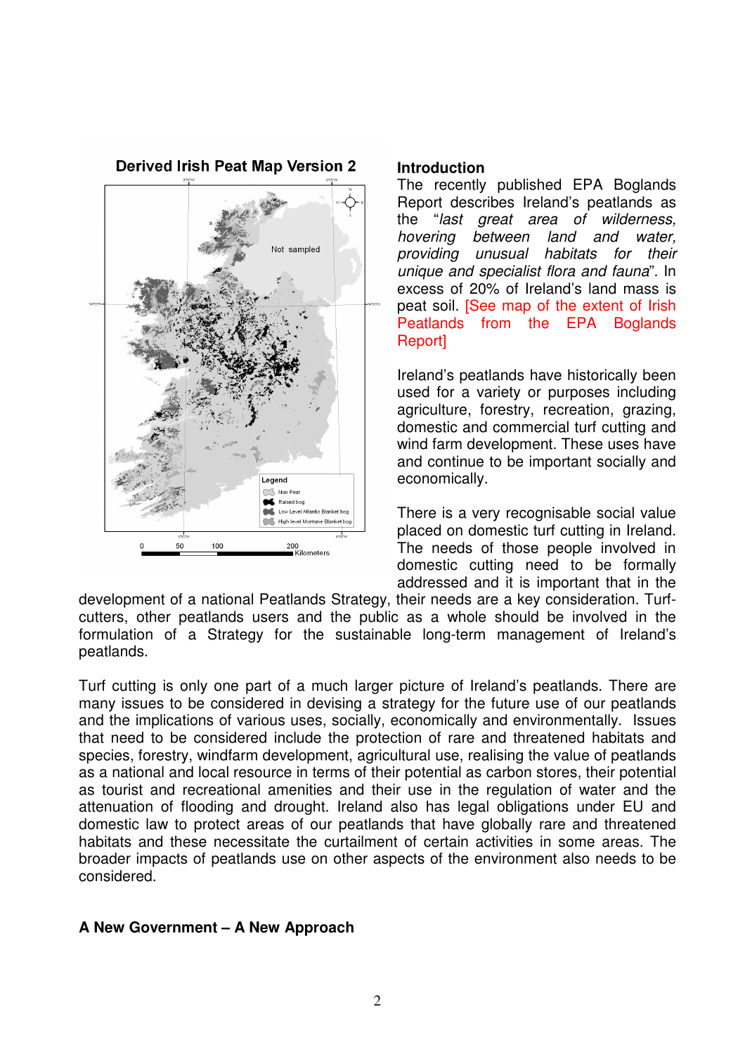## Introduction

The recently published EPA Boglands Report describes Ireland's peatlands as the "*last great area of wilderness, hovering between land and water, providing unusual habitats for their unique and specialist flora and fauna*". In excess of 20% of Ireland's land mass is peat soil. [See map of the extent of Irish Peatlands from the EPA Boglands Report]

Ireland's peatlands have historically been used for a variety or purposes including agriculture, forestry, recreation, grazing, domestic and commercial turf cutting and wind farm development. These uses have and continue to be important socially and economically.

There is a very recognisable social value placed on domestic turf cutting in Ireland. The needs of those people involved in domestic cutting need to be formally addressed and it is important that in the development of a national Peatlands Strategy, their needs are a key consideration. Turf-cutters, other peatlands users and the public as a whole should be involved in the formulation of a Strategy for the sustainable long-term management of Ireland's peatlands.

Turf cutting is only one part of a much larger picture of Ireland's peatlands. There are many issues to be considered in devising a strategy for the future use of our peatlands and the implications of various uses, socially, economically and environmentally. Issues that need to be considered include the protection of rare and threatened habitats and species, forestry, windfarm development, agricultural use, realising the value of peatlands as a national and local resource in terms of their potential as carbon stores, their potential as tourist and recreational amenities and their use in the regulation of water and the attenuation of flooding and drought. Ireland also has legal obligations under EU and domestic law to protect areas of our peatlands that have globally rare and threatened habitats and these necessitate the curtailment of certain activities in some areas. The broader impacts of peatlands use on other aspects of the environment also needs to be considered.

## A New Government – A New Approach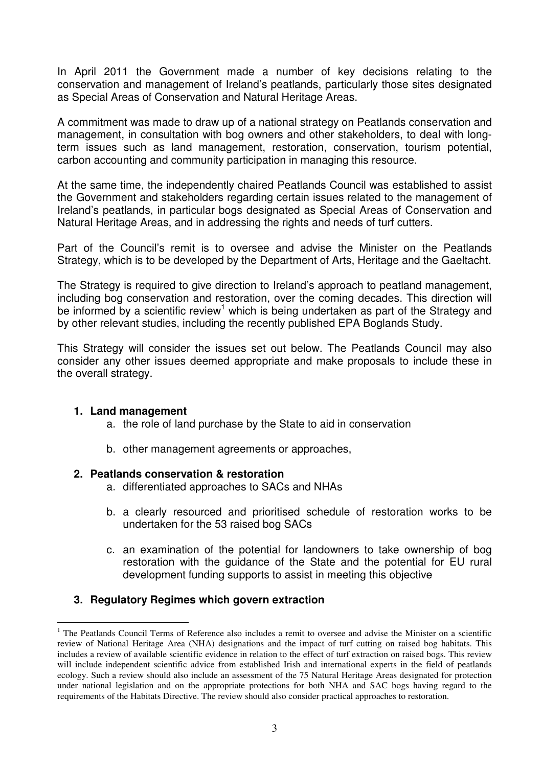In April 2011 the Government made a number of key decisions relating to the conservation and management of Ireland's peatlands, particularly those sites designated as Special Areas of Conservation and Natural Heritage Areas.

A commitment was made to draw up of a national strategy on Peatlands conservation and management, in consultation with bog owners and other stakeholders, to deal with long-term issues such as land management, restoration, conservation, tourism potential, carbon accounting and community participation in managing this resource.

At the same time, the independently chaired Peatlands Council was established to assist the Government and stakeholders regarding certain issues related to the management of Ireland's peatlands, in particular bogs designated as Special Areas of Conservation and Natural Heritage Areas, and in addressing the rights and needs of turf cutters.

Part of the Council's remit is to oversee and advise the Minister on the Peatlands Strategy, which is to be developed by the Department of Arts, Heritage and the Gaeltacht.

The Strategy is required to give direction to Ireland's approach to peatland management, including bog conservation and restoration, over the coming decades. This direction will be informed by a scientific review[1] which is being undertaken as part of the Strategy and by other relevant studies, including the recently published EPA Boglands Study.

This Strategy will consider the issues set out below. The Peatlands Council may also consider any other issues deemed appropriate and make proposals to include these in the overall strategy.

1. **Land management**
   a. the role of land purchase by the State to aid in conservation

   b. other management agreements or approaches,

2. **Peatlands conservation & restoration**
   a. differentiated approaches to SACs and NHAs

   b. a clearly resourced and prioritised schedule of restoration works to be undertaken for the 53 raised bog SACs

   c. an examination of the potential for landowners to take ownership of bog restoration with the guidance of the State and the potential for EU rural development funding supports to assist in meeting this objective

3. **Regulatory Regimes which govern extraction**

---

[1] The Peatlands Council Terms of Reference also includes a remit to oversee and advise the Minister on a scientific review of National Heritage Area (NHA) designations and the impact of turf cutting on raised bog habitats. This includes a review of available scientific evidence in relation to the effect of turf extraction on raised bogs. This review will include independent scientific advice from established Irish and international experts in the field of peatlands ecology. Such a review should also include an assessment of the 75 Natural Heritage Areas designated for protection under national legislation and on the appropriate protections for both NHA and SAC bogs having regard to the requirements of the Habitats Directive. The review should also consider practical approaches to restoration.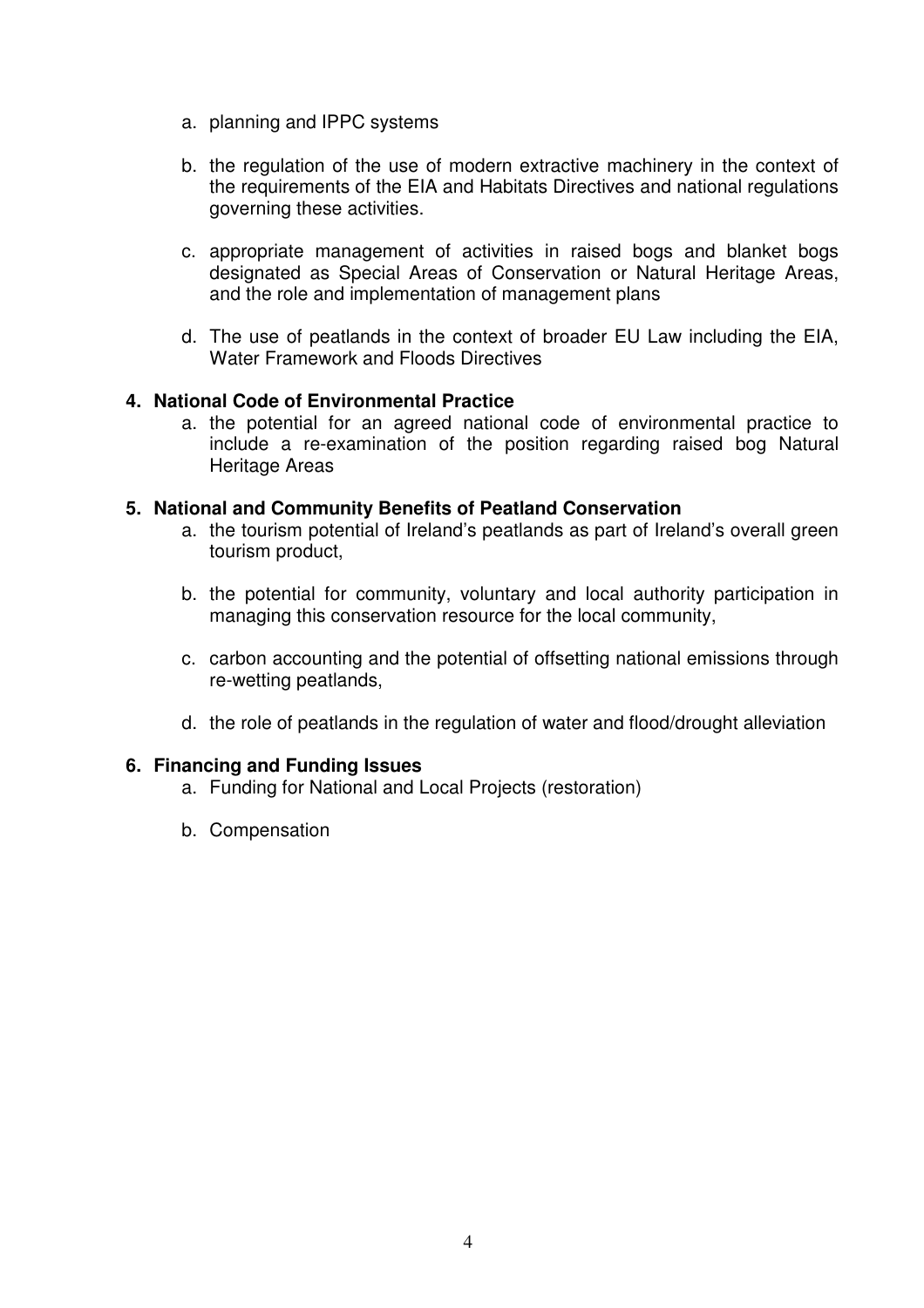a. planning and IPPC systems

b. the regulation of the use of modern extractive machinery in the context of the requirements of the EIA and Habitats Directives and national regulations governing these activities.

c. appropriate management of activities in raised bogs and blanket bogs designated as Special Areas of Conservation or Natural Heritage Areas, and the role and implementation of management plans

d. The use of peatlands in the context of broader EU Law including the EIA, Water Framework and Floods Directives

**4. National Code of Environmental Practice**

a. the potential for an agreed national code of environmental practice to include a re-examination of the position regarding raised bog Natural Heritage Areas

**5. National and Community Benefits of Peatland Conservation**

a. the tourism potential of Ireland's peatlands as part of Ireland's overall green tourism product,

b. the potential for community, voluntary and local authority participation in managing this conservation resource for the local community,

c. carbon accounting and the potential of offsetting national emissions through re-wetting peatlands,

d. the role of peatlands in the regulation of water and flood/drought alleviation

**6. Financing and Funding Issues**

a. Funding for National and Local Projects (restoration)

b. Compensation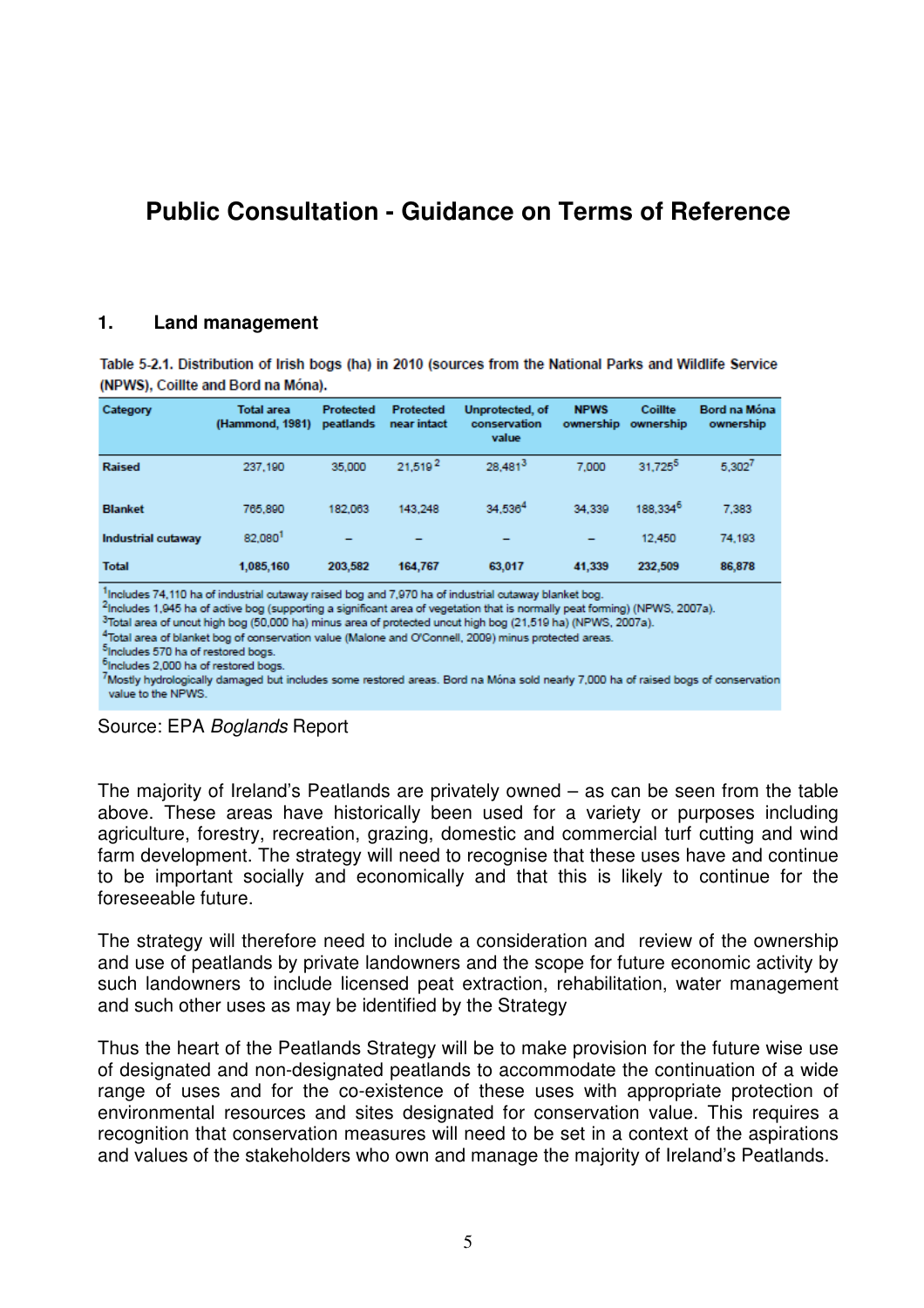# Public Consultation - Guidance on Terms of Reference

## 1. Land management

**Table 5-2.1. Distribution of Irish bogs (ha) in 2010 (sources from the National Parks and Wildlife Service (NPWS), Coillte and Bord na Móna).**

| Category | Total area (Hammond, 1981) | Protected peatlands | Protected near intact | Unprotected, of conservation value | NPWS ownership | Coillte ownership | Bord na Móna ownership |
|---|---|---|---|---|---|---|---|
| Raised | 237,190 | 35,000 | 21,519 [2] | 28,481 [3] | 7,000 | 31,725 [5] | 5,302 [7] |
| Blanket | 765,890 | 182,063 | 143,248 | 34,536 [4] | 34,339 | 188,334 [6] | 7,383 |
| Industrial cutaway | 82,080 [1] | – | – | – | – | 12,450 | 74,193 |
| **Total** | **1,085,160** | **203,582** | **164,767** | **63,017** | **41,339** | **232,509** | **86,878** |

[1] Includes 74,110 ha of industrial cutaway raised bog and 7,970 ha of industrial cutaway blanket bog.
[2] Includes 1,945 ha of active bog (supporting a significant area of vegetation that is normally peat forming) (NPWS, 2007a).
[3] Total area of uncut high bog (50,000 ha) minus area of protected uncut high bog (21,519 ha) (NPWS, 2007a).
[4] Total area of blanket bog of conservation value (Malone and O'Connell, 2009) minus protected areas.
[5] Includes 570 ha of restored bogs.
[6] Includes 2,000 ha of restored bogs.
[7] Mostly hydrologically damaged but includes some restored areas. Bord na Móna sold nearly 7,000 ha of raised bogs of conservation value to the NPWS.

Source: EPA *Boglands* Report

The majority of Ireland's Peatlands are privately owned – as can be seen from the table above. These areas have historically been used for a variety or purposes including agriculture, forestry, recreation, grazing, domestic and commercial turf cutting and wind farm development. The strategy will need to recognise that these uses have and continue to be important socially and economically and that this is likely to continue for the foreseeable future.

The strategy will therefore need to include a consideration and review of the ownership and use of peatlands by private landowners and the scope for future economic activity by such landowners to include licensed peat extraction, rehabilitation, water management and such other uses as may be identified by the Strategy

Thus the heart of the Peatlands Strategy will be to make provision for the future wise use of designated and non-designated peatlands to accommodate the continuation of a wide range of uses and for the co-existence of these uses with appropriate protection of environmental resources and sites designated for conservation value. This requires a recognition that conservation measures will need to be set in a context of the aspirations and values of the stakeholders who own and manage the majority of Ireland's Peatlands.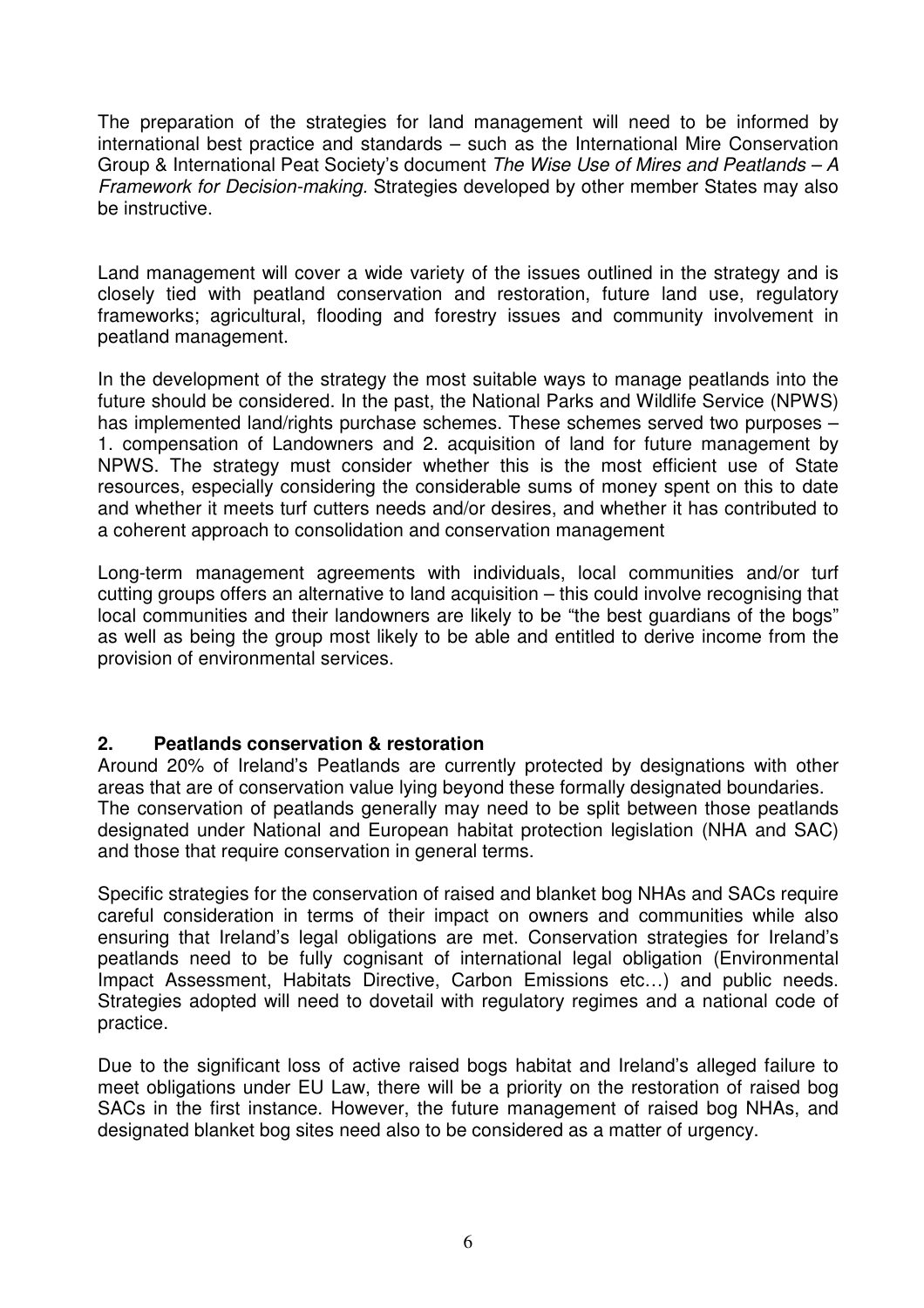The preparation of the strategies for land management will need to be informed by international best practice and standards – such as the International Mire Conservation Group & International Peat Society's document *The Wise Use of Mires and Peatlands – A Framework for Decision-making.* Strategies developed by other member States may also be instructive.

Land management will cover a wide variety of the issues outlined in the strategy and is closely tied with peatland conservation and restoration, future land use, regulatory frameworks; agricultural, flooding and forestry issues and community involvement in peatland management.

In the development of the strategy the most suitable ways to manage peatlands into the future should be considered. In the past, the National Parks and Wildlife Service (NPWS) has implemented land/rights purchase schemes. These schemes served two purposes – 1. compensation of Landowners and 2. acquisition of land for future management by NPWS. The strategy must consider whether this is the most efficient use of State resources, especially considering the considerable sums of money spent on this to date and whether it meets turf cutters needs and/or desires, and whether it has contributed to a coherent approach to consolidation and conservation management

Long-term management agreements with individuals, local communities and/or turf cutting groups offers an alternative to land acquisition – this could involve recognising that local communities and their landowners are likely to be "the best guardians of the bogs" as well as being the group most likely to be able and entitled to derive income from the provision of environmental services.

## 2. Peatlands conservation & restoration

Around 20% of Ireland's Peatlands are currently protected by designations with other areas that are of conservation value lying beyond these formally designated boundaries. The conservation of peatlands generally may need to be split between those peatlands designated under National and European habitat protection legislation (NHA and SAC) and those that require conservation in general terms.

Specific strategies for the conservation of raised and blanket bog NHAs and SACs require careful consideration in terms of their impact on owners and communities while also ensuring that Ireland's legal obligations are met. Conservation strategies for Ireland's peatlands need to be fully cognisant of international legal obligation (Environmental Impact Assessment, Habitats Directive, Carbon Emissions etc…) and public needs. Strategies adopted will need to dovetail with regulatory regimes and a national code of practice.

Due to the significant loss of active raised bogs habitat and Ireland's alleged failure to meet obligations under EU Law, there will be a priority on the restoration of raised bog SACs in the first instance. However, the future management of raised bog NHAs, and designated blanket bog sites need also to be considered as a matter of urgency.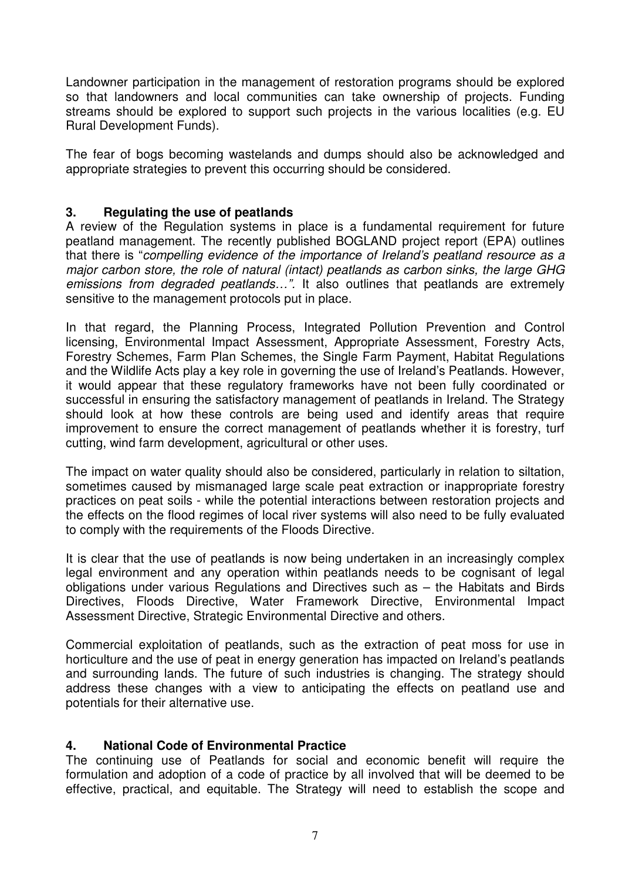Landowner participation in the management of restoration programs should be explored so that landowners and local communities can take ownership of projects. Funding streams should be explored to support such projects in the various localities (e.g. EU Rural Development Funds).

The fear of bogs becoming wastelands and dumps should also be acknowledged and appropriate strategies to prevent this occurring should be considered.

## 3. Regulating the use of peatlands

A review of the Regulation systems in place is a fundamental requirement for future peatland management. The recently published BOGLAND project report (EPA) outlines that there is "*compelling evidence of the importance of Ireland's peatland resource as a major carbon store, the role of natural (intact) peatlands as carbon sinks, the large GHG emissions from degraded peatlands…"*. It also outlines that peatlands are extremely sensitive to the management protocols put in place.

In that regard, the Planning Process, Integrated Pollution Prevention and Control licensing, Environmental Impact Assessment, Appropriate Assessment, Forestry Acts, Forestry Schemes, Farm Plan Schemes, the Single Farm Payment, Habitat Regulations and the Wildlife Acts play a key role in governing the use of Ireland's Peatlands. However, it would appear that these regulatory frameworks have not been fully coordinated or successful in ensuring the satisfactory management of peatlands in Ireland. The Strategy should look at how these controls are being used and identify areas that require improvement to ensure the correct management of peatlands whether it is forestry, turf cutting, wind farm development, agricultural or other uses.

The impact on water quality should also be considered, particularly in relation to siltation, sometimes caused by mismanaged large scale peat extraction or inappropriate forestry practices on peat soils - while the potential interactions between restoration projects and the effects on the flood regimes of local river systems will also need to be fully evaluated to comply with the requirements of the Floods Directive.

It is clear that the use of peatlands is now being undertaken in an increasingly complex legal environment and any operation within peatlands needs to be cognisant of legal obligations under various Regulations and Directives such as – the Habitats and Birds Directives, Floods Directive, Water Framework Directive, Environmental Impact Assessment Directive, Strategic Environmental Directive and others.

Commercial exploitation of peatlands, such as the extraction of peat moss for use in horticulture and the use of peat in energy generation has impacted on Ireland's peatlands and surrounding lands. The future of such industries is changing. The strategy should address these changes with a view to anticipating the effects on peatland use and potentials for their alternative use.

## 4. National Code of Environmental Practice

The continuing use of Peatlands for social and economic benefit will require the formulation and adoption of a code of practice by all involved that will be deemed to be effective, practical, and equitable. The Strategy will need to establish the scope and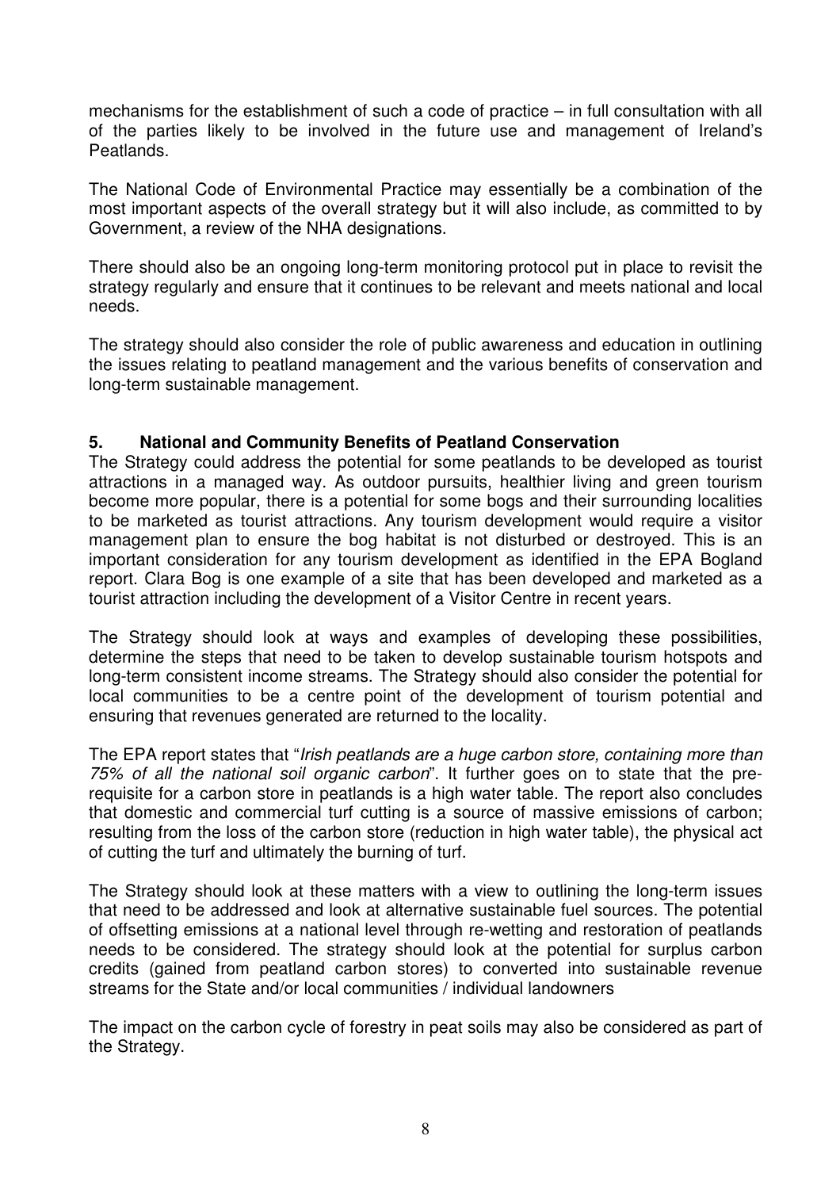mechanisms for the establishment of such a code of practice – in full consultation with all of the parties likely to be involved in the future use and management of Ireland's Peatlands.

The National Code of Environmental Practice may essentially be a combination of the most important aspects of the overall strategy but it will also include, as committed to by Government, a review of the NHA designations.

There should also be an ongoing long-term monitoring protocol put in place to revisit the strategy regularly and ensure that it continues to be relevant and meets national and local needs.

The strategy should also consider the role of public awareness and education in outlining the issues relating to peatland management and the various benefits of conservation and long-term sustainable management.

## 5. National and Community Benefits of Peatland Conservation

The Strategy could address the potential for some peatlands to be developed as tourist attractions in a managed way. As outdoor pursuits, healthier living and green tourism become more popular, there is a potential for some bogs and their surrounding localities to be marketed as tourist attractions. Any tourism development would require a visitor management plan to ensure the bog habitat is not disturbed or destroyed. This is an important consideration for any tourism development as identified in the EPA Bogland report. Clara Bog is one example of a site that has been developed and marketed as a tourist attraction including the development of a Visitor Centre in recent years.

The Strategy should look at ways and examples of developing these possibilities, determine the steps that need to be taken to develop sustainable tourism hotspots and long-term consistent income streams. The Strategy should also consider the potential for local communities to be a centre point of the development of tourism potential and ensuring that revenues generated are returned to the locality.

The EPA report states that "*Irish peatlands are a huge carbon store, containing more than 75% of all the national soil organic carbon*". It further goes on to state that the pre-requisite for a carbon store in peatlands is a high water table. The report also concludes that domestic and commercial turf cutting is a source of massive emissions of carbon; resulting from the loss of the carbon store (reduction in high water table), the physical act of cutting the turf and ultimately the burning of turf.

The Strategy should look at these matters with a view to outlining the long-term issues that need to be addressed and look at alternative sustainable fuel sources. The potential of offsetting emissions at a national level through re-wetting and restoration of peatlands needs to be considered. The strategy should look at the potential for surplus carbon credits (gained from peatland carbon stores) to converted into sustainable revenue streams for the State and/or local communities / individual landowners

The impact on the carbon cycle of forestry in peat soils may also be considered as part of the Strategy.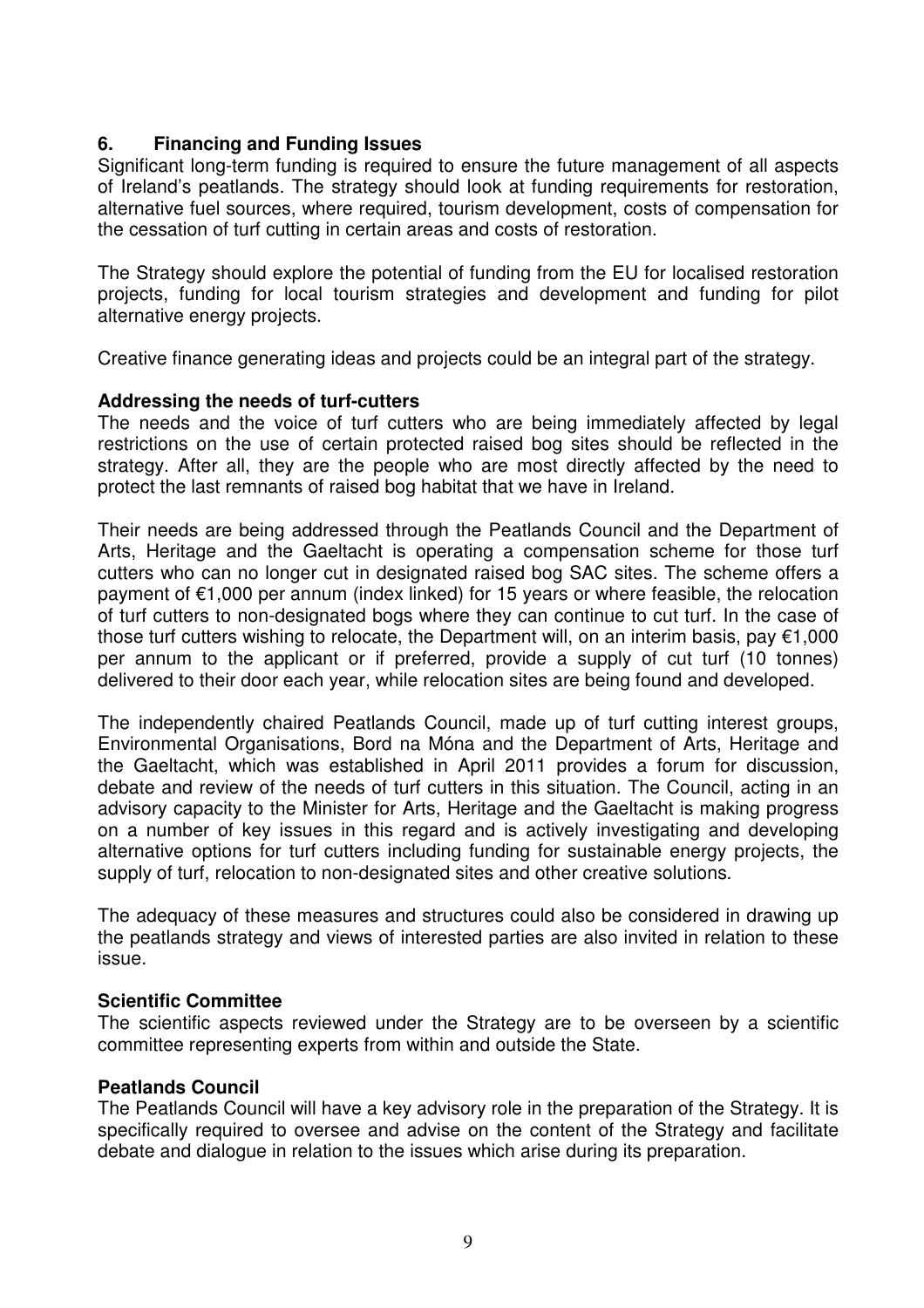## 6. Financing and Funding Issues

Significant long-term funding is required to ensure the future management of all aspects of Ireland's peatlands. The strategy should look at funding requirements for restoration, alternative fuel sources, where required, tourism development, costs of compensation for the cessation of turf cutting in certain areas and costs of restoration.

The Strategy should explore the potential of funding from the EU for localised restoration projects, funding for local tourism strategies and development and funding for pilot alternative energy projects.

Creative finance generating ideas and projects could be an integral part of the strategy.

### Addressing the needs of turf-cutters

The needs and the voice of turf cutters who are being immediately affected by legal restrictions on the use of certain protected raised bog sites should be reflected in the strategy. After all, they are the people who are most directly affected by the need to protect the last remnants of raised bog habitat that we have in Ireland.

Their needs are being addressed through the Peatlands Council and the Department of Arts, Heritage and the Gaeltacht is operating a compensation scheme for those turf cutters who can no longer cut in designated raised bog SAC sites. The scheme offers a payment of €1,000 per annum (index linked) for 15 years or where feasible, the relocation of turf cutters to non-designated bogs where they can continue to cut turf. In the case of those turf cutters wishing to relocate, the Department will, on an interim basis, pay €1,000 per annum to the applicant or if preferred, provide a supply of cut turf (10 tonnes) delivered to their door each year, while relocation sites are being found and developed.

The independently chaired Peatlands Council, made up of turf cutting interest groups, Environmental Organisations, Bord na Móna and the Department of Arts, Heritage and the Gaeltacht, which was established in April 2011 provides a forum for discussion, debate and review of the needs of turf cutters in this situation. The Council, acting in an advisory capacity to the Minister for Arts, Heritage and the Gaeltacht is making progress on a number of key issues in this regard and is actively investigating and developing alternative options for turf cutters including funding for sustainable energy projects, the supply of turf, relocation to non-designated sites and other creative solutions.

The adequacy of these measures and structures could also be considered in drawing up the peatlands strategy and views of interested parties are also invited in relation to these issue.

### Scientific Committee

The scientific aspects reviewed under the Strategy are to be overseen by a scientific committee representing experts from within and outside the State.

### Peatlands Council

The Peatlands Council will have a key advisory role in the preparation of the Strategy. It is specifically required to oversee and advise on the content of the Strategy and facilitate debate and dialogue in relation to the issues which arise during its preparation.